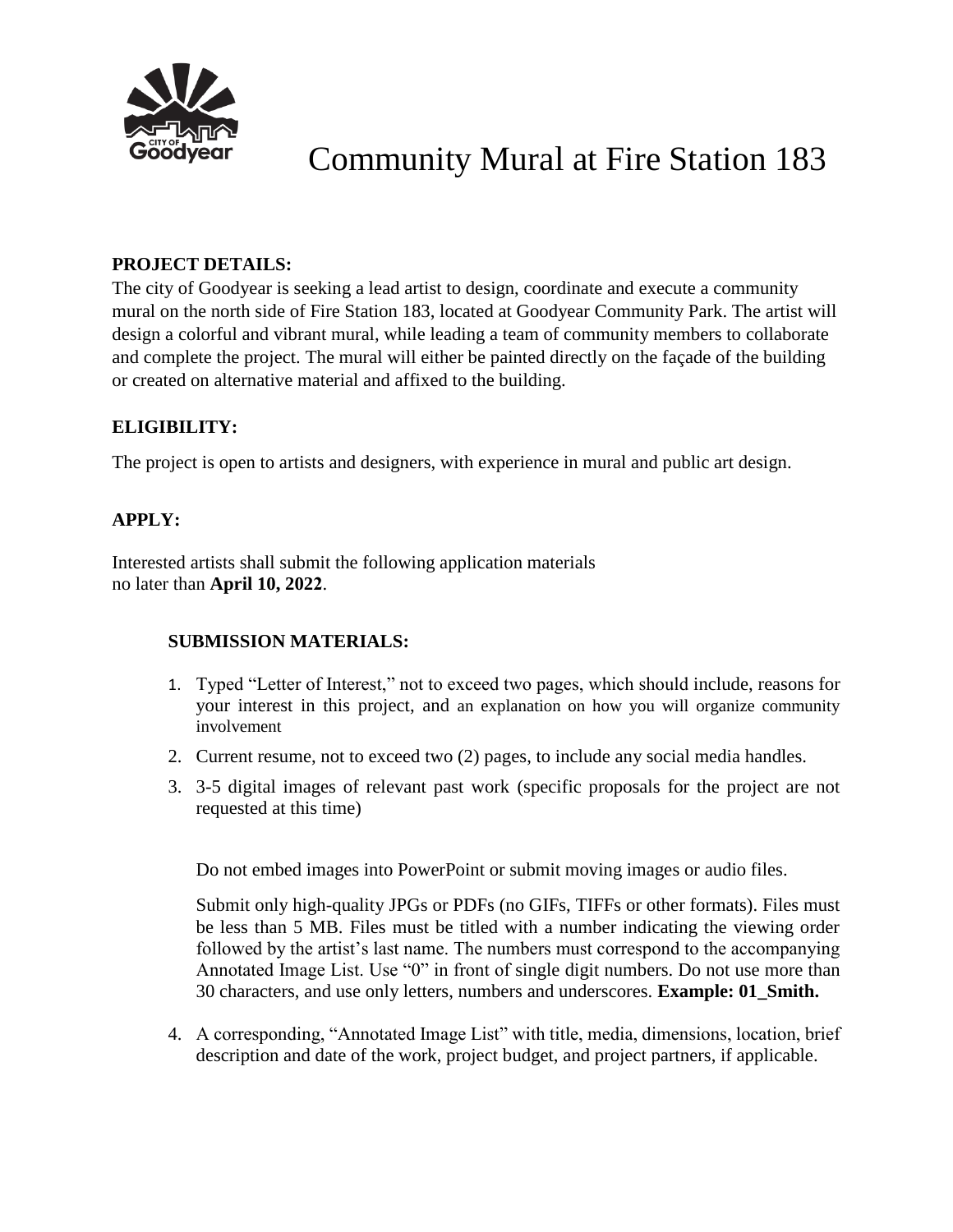# Community Mural at Fire Station 183

**PROJECT DETAILS:**

The city of Goodyear is seeking a lead artist to design, coordinate and execute a community mural on the north side of Fire Station 183, located at Goodyear Community Park. The artist will design a colorful and vibrant mural, while leading a team of community members to collaborate and complete the project. The mural will either be painted directly on the façade of the building or created on alternative material and affixed to the building.

**ELIGIBILITY:**

The project is open to artists and designers, with experience in mural and public art design.

**APPLY:**

Interested artists shall submit the following application materials no later than **April 10, 2022**.

**SUBMISSION MATERIALS:**

1. Typed "Letter of Interest," not to exceed two pages, which should include, reasons for your interest in this project, and an explanation on how you will organize community involvement
2. Current resume, not to exceed two (2) pages, to include any social media handles.
3. 3-5 digital images of relevant past work (specific proposals for the project are not requested at this time)

   Do not embed images into PowerPoint or submit moving images or audio files.

   Submit only high-quality JPGs or PDFs (no GIFs, TIFFs or other formats). Files must be less than 5 MB. Files must be titled with a number indicating the viewing order followed by the artist's last name. The numbers must correspond to the accompanying Annotated Image List. Use "0" in front of single digit numbers. Do not use more than 30 characters, and use only letters, numbers and underscores. **Example: 01_Smith.**

4. A corresponding, "Annotated Image List" with title, media, dimensions, location, brief description and date of the work, project budget, and project partners, if applicable.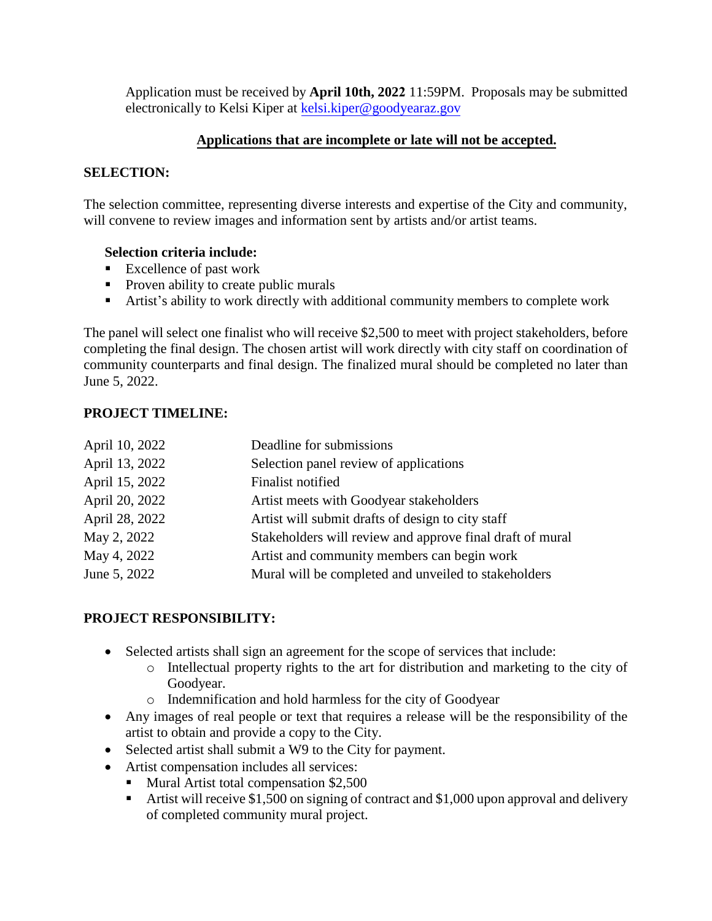Application must be received by **April 10th, 2022** 11:59PM. Proposals may be submitted electronically to Kelsi Kiper at [kelsi.kiper@goodyearaz.gov](mailto:kelsi.kiper@goodyearaz.gov)

**Applications that are incomplete or late will not be accepted.**

## SELECTION:

The selection committee, representing diverse interests and expertise of the City and community, will convene to review images and information sent by artists and/or artist teams.

**Selection criteria include:**

- Excellence of past work
- Proven ability to create public murals
- Artist's ability to work directly with additional community members to complete work

The panel will select one finalist who will receive $2,500 to meet with project stakeholders, before completing the final design. The chosen artist will work directly with city staff on coordination of community counterparts and final design. The finalized mural should be completed no later than June 5, 2022.

## PROJECT TIMELINE:

| Date | Milestone |
|---|---|
| April 10, 2022 | Deadline for submissions |
| April 13, 2022 | Selection panel review of applications |
| April 15, 2022 | Finalist notified |
| April 20, 2022 | Artist meets with Goodyear stakeholders |
| April 28, 2022 | Artist will submit drafts of design to city staff |
| May 2, 2022 | Stakeholders will review and approve final draft of mural |
| May 4, 2022 | Artist and community members can begin work |
| June 5, 2022 | Mural will be completed and unveiled to stakeholders |

## PROJECT RESPONSIBILITY:

- Selected artists shall sign an agreement for the scope of services that include:
  - Intellectual property rights to the art for distribution and marketing to the city of Goodyear.
  - Indemnification and hold harmless for the city of Goodyear
- Any images of real people or text that requires a release will be the responsibility of the artist to obtain and provide a copy to the City.
- Selected artist shall submit a W9 to the City for payment.
- Artist compensation includes all services:
  - Mural Artist total compensation $2,500
  - Artist will receive $1,500 on signing of contract and $1,000 upon approval and delivery of completed community mural project.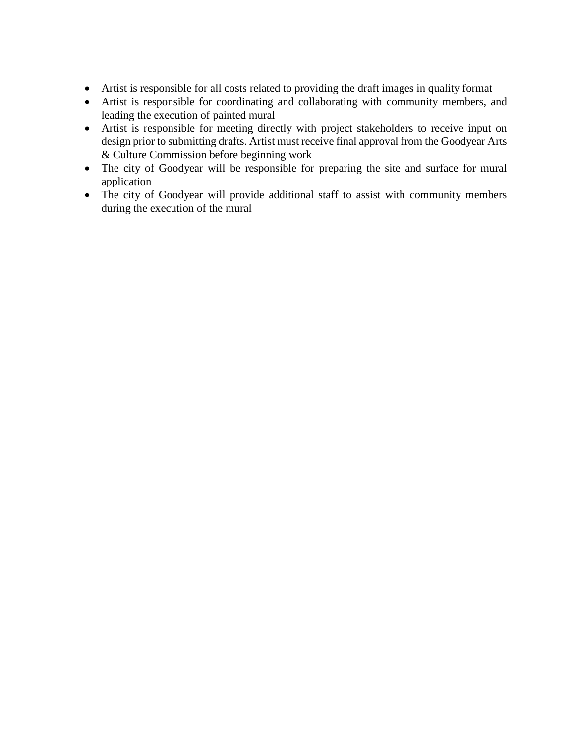- Artist is responsible for all costs related to providing the draft images in quality format
- Artist is responsible for coordinating and collaborating with community members, and leading the execution of painted mural
- Artist is responsible for meeting directly with project stakeholders to receive input on design prior to submitting drafts. Artist must receive final approval from the Goodyear Arts & Culture Commission before beginning work
- The city of Goodyear will be responsible for preparing the site and surface for mural application
- The city of Goodyear will provide additional staff to assist with community members during the execution of the mural